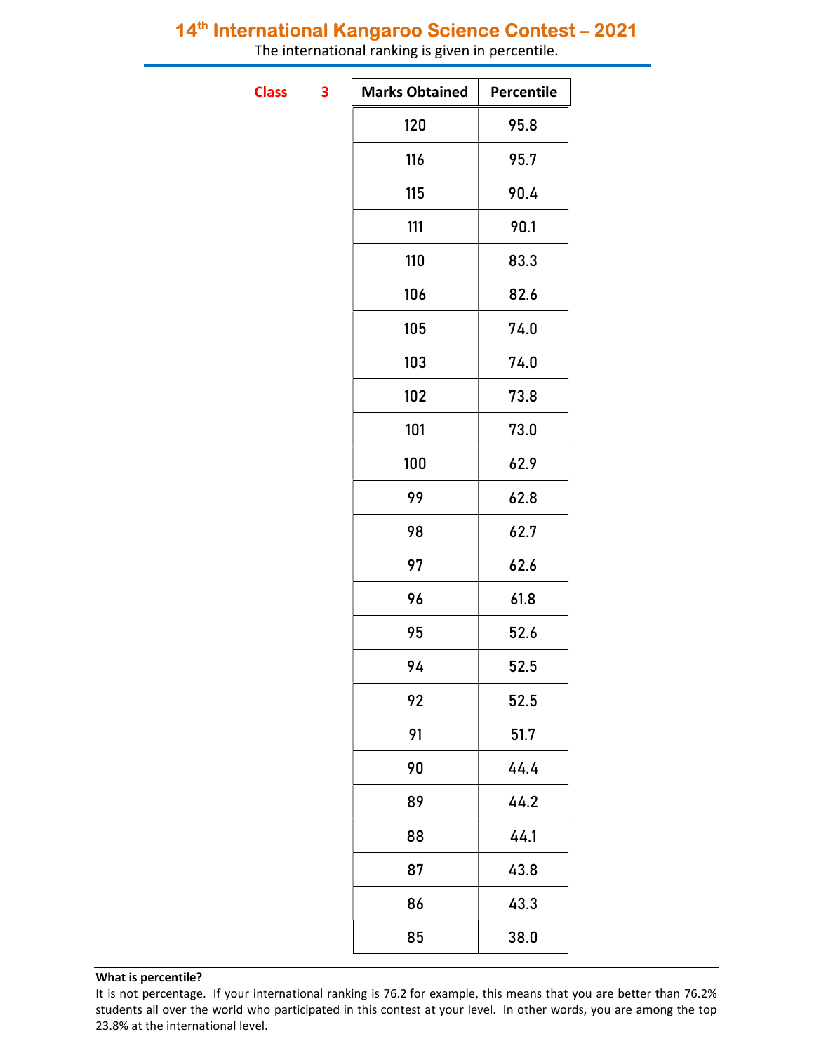# 14th International Kangaroo Science Contest – 2021

The international ranking is given in percentile.

**Class 3**

| Marks Obtained | Percentile |
|---|---|
| 120 | 95.8 |
| 116 | 95.7 |
| 115 | 90.4 |
| 111 | 90.1 |
| 110 | 83.3 |
| 106 | 82.6 |
| 105 | 74.0 |
| 103 | 74.0 |
| 102 | 73.8 |
| 101 | 73.0 |
| 100 | 62.9 |
| 99 | 62.8 |
| 98 | 62.7 |
| 97 | 62.6 |
| 96 | 61.8 |
| 95 | 52.6 |
| 94 | 52.5 |
| 92 | 52.5 |
| 91 | 51.7 |
| 90 | 44.4 |
| 89 | 44.2 |
| 88 | 44.1 |
| 87 | 43.8 |
| 86 | 43.3 |
| 85 | 38.0 |

**What is percentile?**

It is not percentage. If your international ranking is 76.2 for example, this means that you are better than 76.2% students all over the world who participated in this contest at your level. In other words, you are among the top 23.8% at the international level.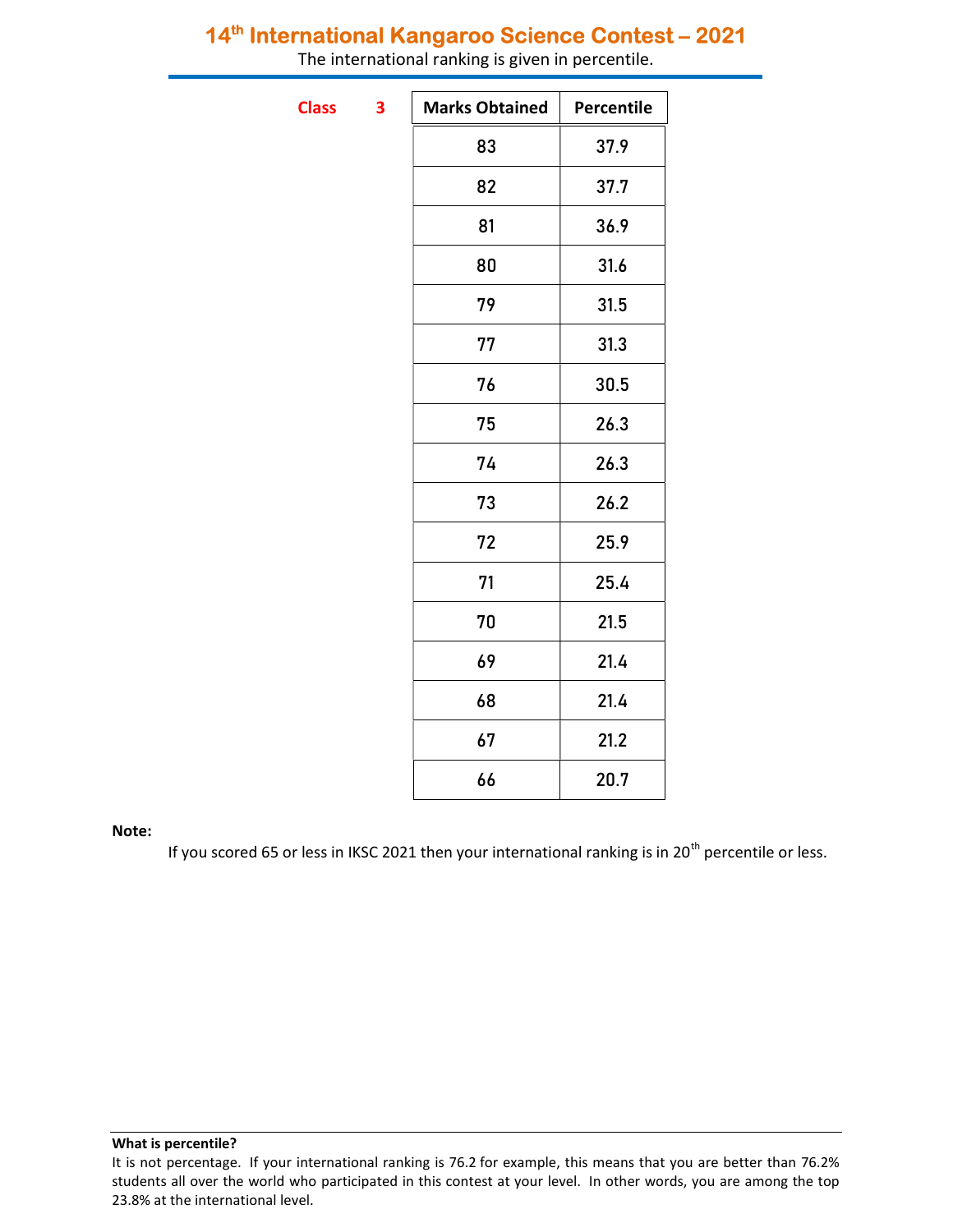# 14th International Kangaroo Science Contest – 2021

The international ranking is given in percentile.

**Class 3**

| Marks Obtained | Percentile |
|---|---|
| 83 | 37.9 |
| 82 | 37.7 |
| 81 | 36.9 |
| 80 | 31.6 |
| 79 | 31.5 |
| 77 | 31.3 |
| 76 | 30.5 |
| 75 | 26.3 |
| 74 | 26.3 |
| 73 | 26.2 |
| 72 | 25.9 |
| 71 | 25.4 |
| 70 | 21.5 |
| 69 | 21.4 |
| 68 | 21.4 |
| 67 | 21.2 |
| 66 | 20.7 |

**Note:**

If you scored 65 or less in IKSC 2021 then your international ranking is in 20th percentile or less.

**What is percentile?**

It is not percentage. If your international ranking is 76.2 for example, this means that you are better than 76.2% students all over the world who participated in this contest at your level. In other words, you are among the top 23.8% at the international level.